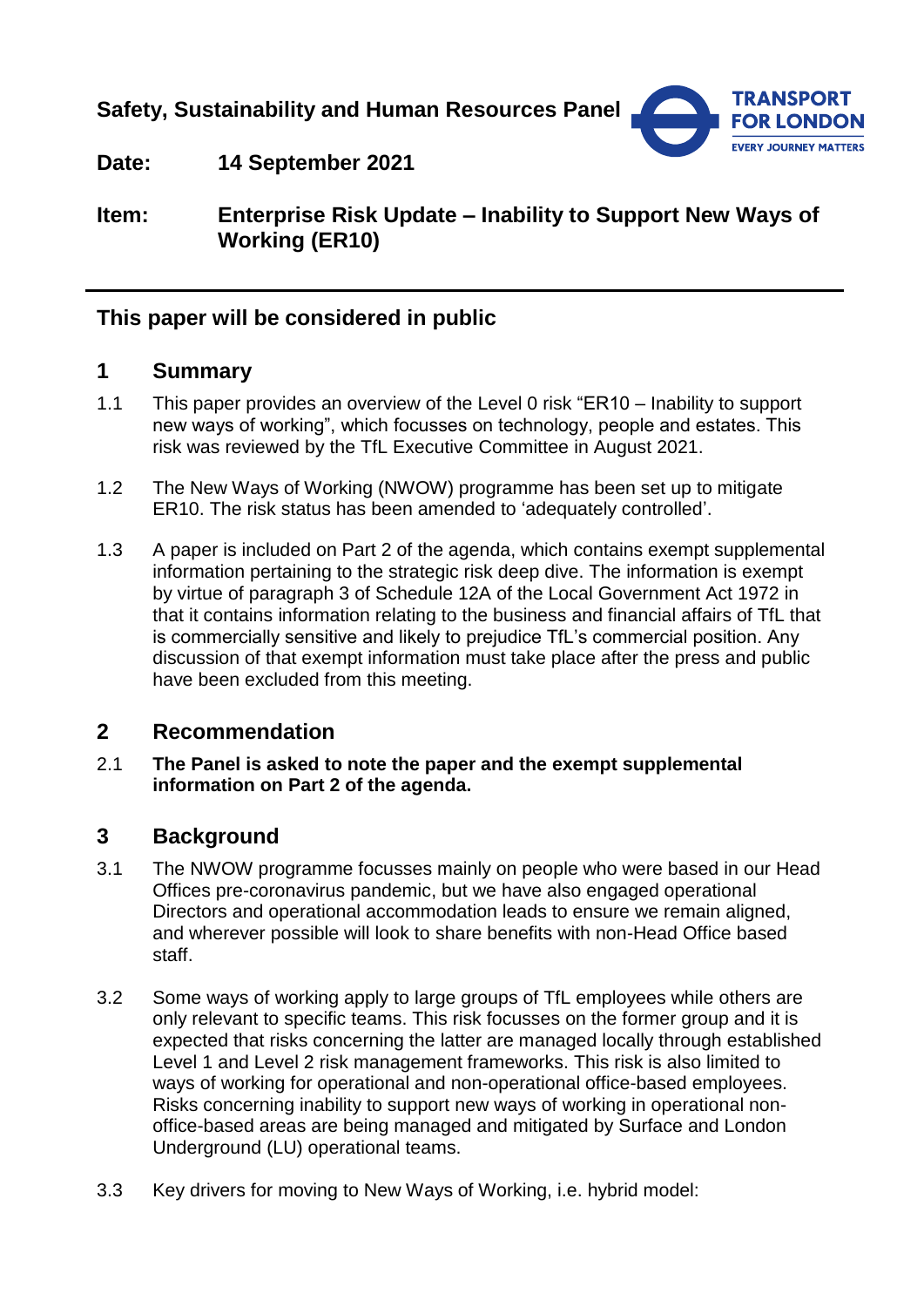**Safety, Sustainability and Human Resources Panel**

**Date:** **14 September 2021**

**Item:** **Enterprise Risk Update – Inability to Support New Ways of Working (ER10)**

---

## This paper will be considered in public

## 1 Summary

1.1 This paper provides an overview of the Level 0 risk "ER10 – Inability to support new ways of working", which focusses on technology, people and estates. This risk was reviewed by the TfL Executive Committee in August 2021.

1.2 The New Ways of Working (NWOW) programme has been set up to mitigate ER10. The risk status has been amended to 'adequately controlled'.

1.3 A paper is included on Part 2 of the agenda, which contains exempt supplemental information pertaining to the strategic risk deep dive. The information is exempt by virtue of paragraph 3 of Schedule 12A of the Local Government Act 1972 in that it contains information relating to the business and financial affairs of TfL that is commercially sensitive and likely to prejudice TfL's commercial position. Any discussion of that exempt information must take place after the press and public have been excluded from this meeting.

## 2 Recommendation

2.1 **The Panel is asked to note the paper and the exempt supplemental information on Part 2 of the agenda.**

## 3 Background

3.1 The NWOW programme focusses mainly on people who were based in our Head Offices pre-coronavirus pandemic, but we have also engaged operational Directors and operational accommodation leads to ensure we remain aligned, and wherever possible will look to share benefits with non-Head Office based staff.

3.2 Some ways of working apply to large groups of TfL employees while others are only relevant to specific teams. This risk focusses on the former group and it is expected that risks concerning the latter are managed locally through established Level 1 and Level 2 risk management frameworks. This risk is also limited to ways of working for operational and non-operational office-based employees. Risks concerning inability to support new ways of working in operational non-office-based areas are being managed and mitigated by Surface and London Underground (LU) operational teams.

3.3 Key drivers for moving to New Ways of Working, i.e. hybrid model: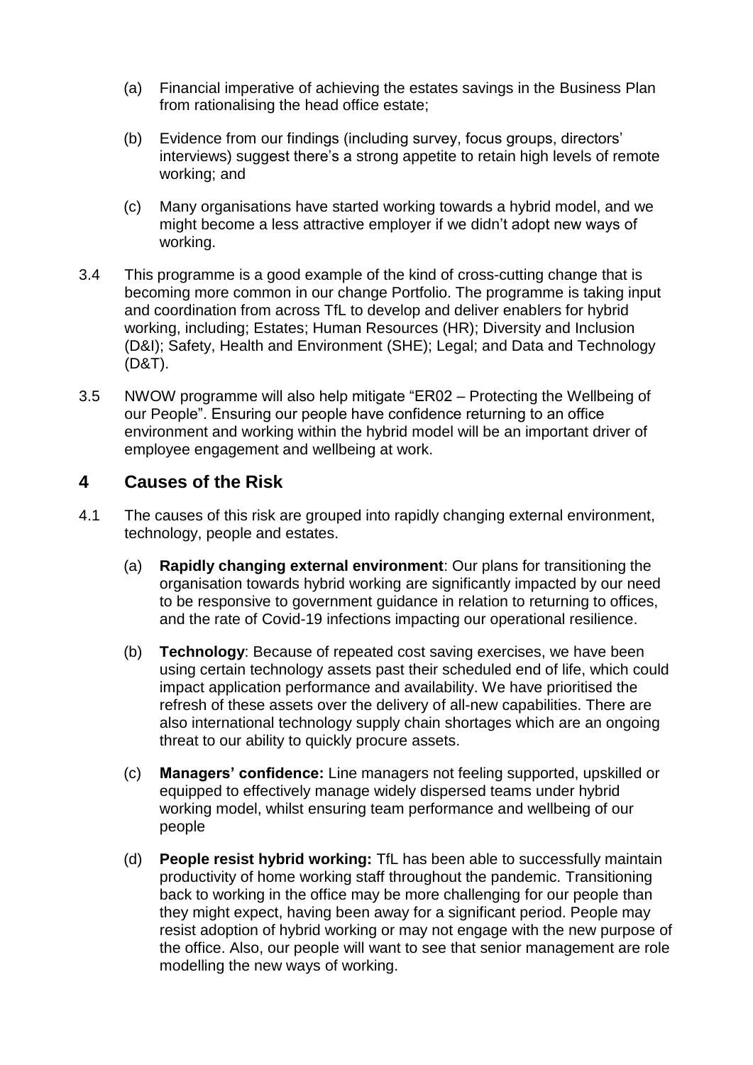(a) Financial imperative of achieving the estates savings in the Business Plan from rationalising the head office estate;

(b) Evidence from our findings (including survey, focus groups, directors' interviews) suggest there's a strong appetite to retain high levels of remote working; and

(c) Many organisations have started working towards a hybrid model, and we might become a less attractive employer if we didn't adopt new ways of working.

3.4 This programme is a good example of the kind of cross-cutting change that is becoming more common in our change Portfolio. The programme is taking input and coordination from across TfL to develop and deliver enablers for hybrid working, including; Estates; Human Resources (HR); Diversity and Inclusion (D&I); Safety, Health and Environment (SHE); Legal; and Data and Technology (D&T).

3.5 NWOW programme will also help mitigate "ER02 – Protecting the Wellbeing of our People". Ensuring our people have confidence returning to an office environment and working within the hybrid model will be an important driver of employee engagement and wellbeing at work.

## 4 Causes of the Risk

4.1 The causes of this risk are grouped into rapidly changing external environment, technology, people and estates.

(a) **Rapidly changing external environment**: Our plans for transitioning the organisation towards hybrid working are significantly impacted by our need to be responsive to government guidance in relation to returning to offices, and the rate of Covid-19 infections impacting our operational resilience.

(b) **Technology**: Because of repeated cost saving exercises, we have been using certain technology assets past their scheduled end of life, which could impact application performance and availability. We have prioritised the refresh of these assets over the delivery of all-new capabilities. There are also international technology supply chain shortages which are an ongoing threat to our ability to quickly procure assets.

(c) **Managers' confidence:** Line managers not feeling supported, upskilled or equipped to effectively manage widely dispersed teams under hybrid working model, whilst ensuring team performance and wellbeing of our people

(d) **People resist hybrid working:** TfL has been able to successfully maintain productivity of home working staff throughout the pandemic. Transitioning back to working in the office may be more challenging for our people than they might expect, having been away for a significant period. People may resist adoption of hybrid working or may not engage with the new purpose of the office. Also, our people will want to see that senior management are role modelling the new ways of working.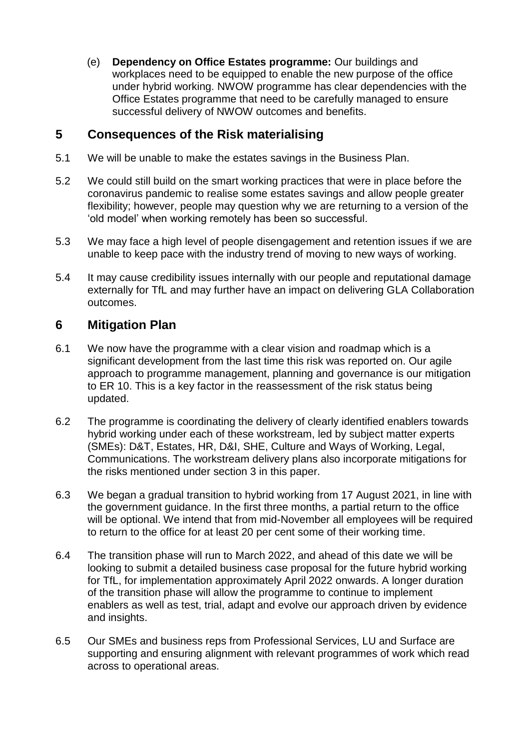(e) **Dependency on Office Estates programme:** Our buildings and workplaces need to be equipped to enable the new purpose of the office under hybrid working. NWOW programme has clear dependencies with the Office Estates programme that need to be carefully managed to ensure successful delivery of NWOW outcomes and benefits.

## 5 Consequences of the Risk materialising

5.1 We will be unable to make the estates savings in the Business Plan.

5.2 We could still build on the smart working practices that were in place before the coronavirus pandemic to realise some estates savings and allow people greater flexibility; however, people may question why we are returning to a version of the 'old model' when working remotely has been so successful.

5.3 We may face a high level of people disengagement and retention issues if we are unable to keep pace with the industry trend of moving to new ways of working.

5.4 It may cause credibility issues internally with our people and reputational damage externally for TfL and may further have an impact on delivering GLA Collaboration outcomes.

## 6 Mitigation Plan

6.1 We now have the programme with a clear vision and roadmap which is a significant development from the last time this risk was reported on. Our agile approach to programme management, planning and governance is our mitigation to ER 10. This is a key factor in the reassessment of the risk status being updated.

6.2 The programme is coordinating the delivery of clearly identified enablers towards hybrid working under each of these workstream, led by subject matter experts (SMEs): D&T, Estates, HR, D&I, SHE, Culture and Ways of Working, Legal, Communications. The workstream delivery plans also incorporate mitigations for the risks mentioned under section 3 in this paper.

6.3 We began a gradual transition to hybrid working from 17 August 2021, in line with the government guidance. In the first three months, a partial return to the office will be optional. We intend that from mid-November all employees will be required to return to the office for at least 20 per cent some of their working time.

6.4 The transition phase will run to March 2022, and ahead of this date we will be looking to submit a detailed business case proposal for the future hybrid working for TfL, for implementation approximately April 2022 onwards. A longer duration of the transition phase will allow the programme to continue to implement enablers as well as test, trial, adapt and evolve our approach driven by evidence and insights.

6.5 Our SMEs and business reps from Professional Services, LU and Surface are supporting and ensuring alignment with relevant programmes of work which read across to operational areas.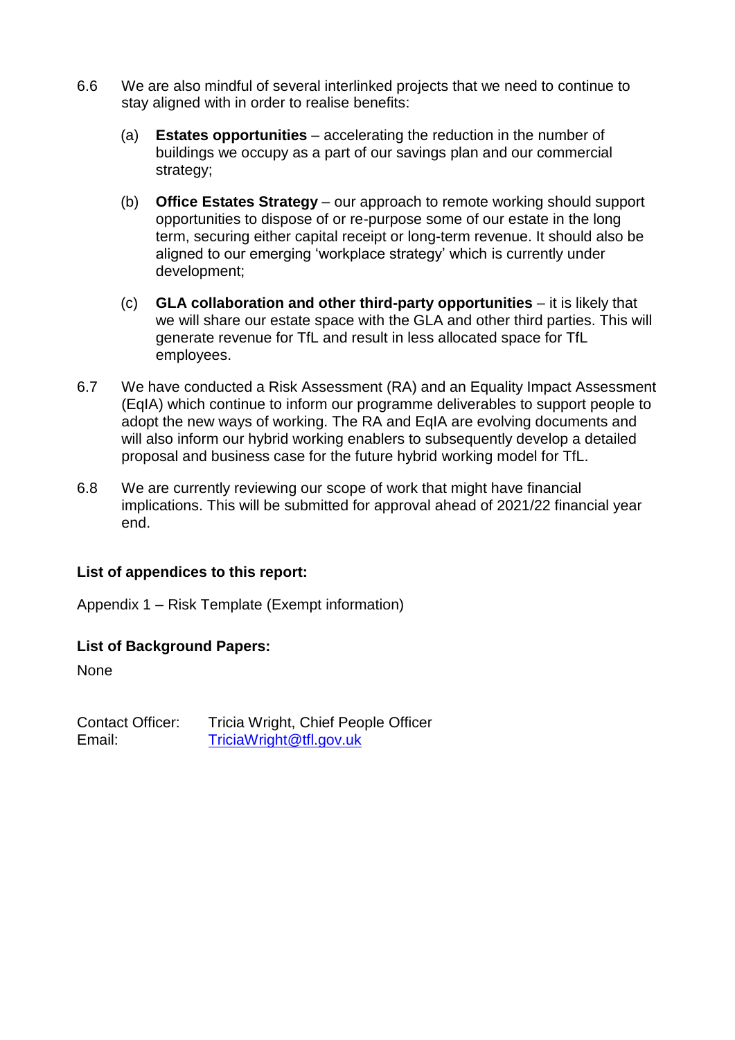6.6 We are also mindful of several interlinked projects that we need to continue to stay aligned with in order to realise benefits:

(a) **Estates opportunities** – accelerating the reduction in the number of buildings we occupy as a part of our savings plan and our commercial strategy;

(b) **Office Estates Strategy** – our approach to remote working should support opportunities to dispose of or re-purpose some of our estate in the long term, securing either capital receipt or long-term revenue. It should also be aligned to our emerging 'workplace strategy' which is currently under development;

(c) **GLA collaboration and other third-party opportunities** – it is likely that we will share our estate space with the GLA and other third parties. This will generate revenue for TfL and result in less allocated space for TfL employees.

6.7 We have conducted a Risk Assessment (RA) and an Equality Impact Assessment (EqIA) which continue to inform our programme deliverables to support people to adopt the new ways of working. The RA and EqIA are evolving documents and will also inform our hybrid working enablers to subsequently develop a detailed proposal and business case for the future hybrid working model for TfL.

6.8 We are currently reviewing our scope of work that might have financial implications. This will be submitted for approval ahead of 2021/22 financial year end.

**List of appendices to this report:**

Appendix 1 – Risk Template (Exempt information)

**List of Background Papers:**

None

Contact Officer: Tricia Wright, Chief People Officer
Email: TriciaWright@tfl.gov.uk